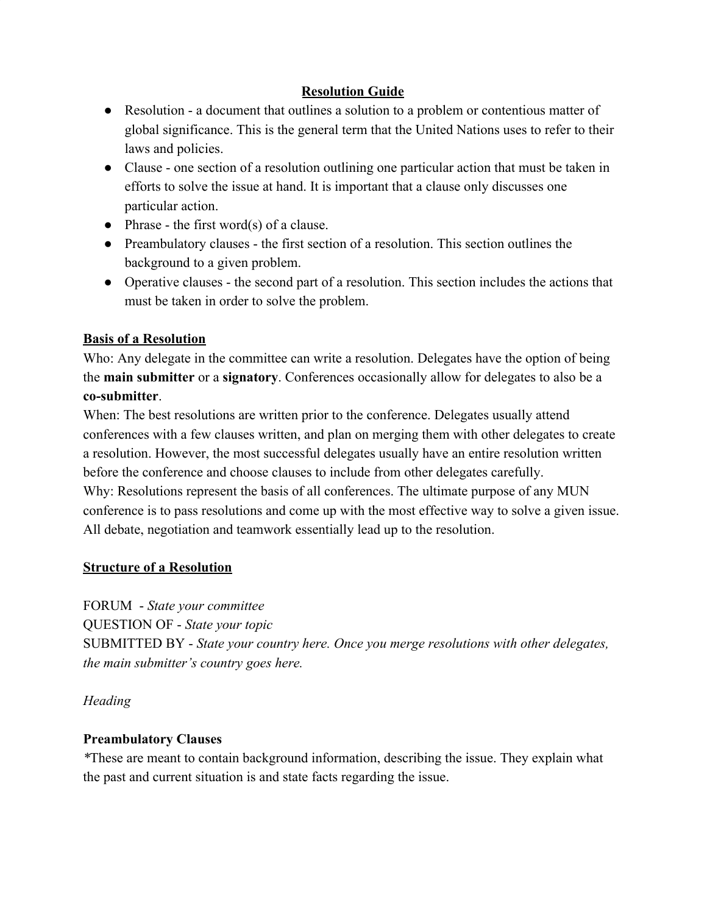# Resolution Guide

- Resolution - a document that outlines a solution to a problem or contentious matter of global significance. This is the general term that the United Nations uses to refer to their laws and policies.
- Clause - one section of a resolution outlining one particular action that must be taken in efforts to solve the issue at hand. It is important that a clause only discusses one particular action.
- Phrase - the first word(s) of a clause.
- Preambulatory clauses - the first section of a resolution. This section outlines the background to a given problem.
- Operative clauses - the second part of a resolution. This section includes the actions that must be taken in order to solve the problem.

## Basis of a Resolution

Who: Any delegate in the committee can write a resolution. Delegates have the option of being the **main submitter** or a **signatory**. Conferences occasionally allow for delegates to also be a **co-submitter**.

When: The best resolutions are written prior to the conference. Delegates usually attend conferences with a few clauses written, and plan on merging them with other delegates to create a resolution. However, the most successful delegates usually have an entire resolution written before the conference and choose clauses to include from other delegates carefully.

Why: Resolutions represent the basis of all conferences. The ultimate purpose of any MUN conference is to pass resolutions and come up with the most effective way to solve a given issue. All debate, negotiation and teamwork essentially lead up to the resolution.

## Structure of a Resolution

FORUM - *State your committee*

QUESTION OF - *State your topic*

SUBMITTED BY - *State your country here. Once you merge resolutions with other delegates, the main submitter's country goes here.*

*Heading*

**Preambulatory Clauses**

*These are meant to contain background information, describing the issue. They explain what the past and current situation is and state facts regarding the issue.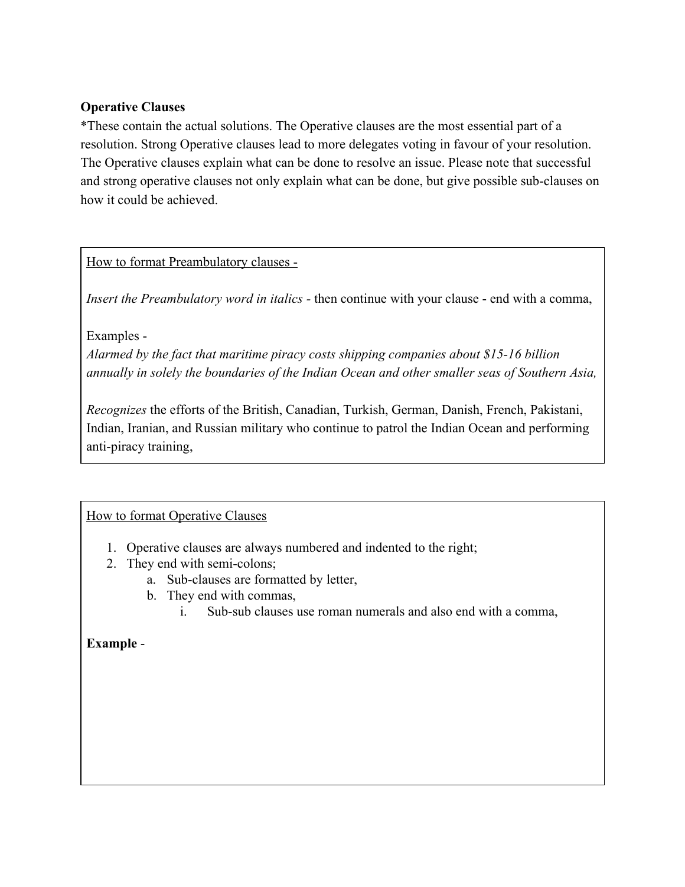**Operative Clauses**

*These contain the actual solutions. The Operative clauses are the most essential part of a resolution. Strong Operative clauses lead to more delegates voting in favour of your resolution. The Operative clauses explain what can be done to resolve an issue. Please note that successful and strong operative clauses not only explain what can be done, but give possible sub-clauses on how it could be achieved.

<u>How to format Preambulatory clauses -</u>

*Insert the Preambulatory word in italics -* then continue with your clause - end with a comma,

Examples -

*Alarmed by the fact that maritime piracy costs shipping companies about $15-16 billion annually in solely the boundaries of the Indian Ocean and other smaller seas of Southern Asia,*

*Recognizes* the efforts of the British, Canadian, Turkish, German, Danish, French, Pakistani, Indian, Iranian, and Russian military who continue to patrol the Indian Ocean and performing anti-piracy training,

<u>How to format Operative Clauses</u>

1. Operative clauses are always numbered and indented to the right;
2. They end with semi-colons;
    a. Sub-clauses are formatted by letter,
    b. They end with commas,
        i. Sub-sub clauses use roman numerals and also end with a comma,

**Example** -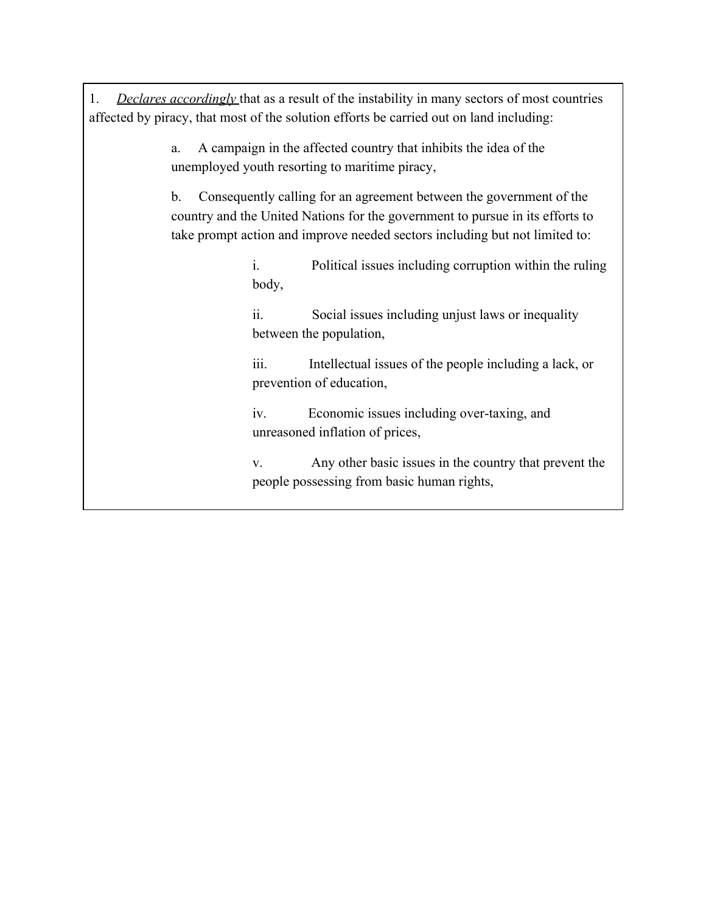1. *Declares accordingly* that as a result of the instability in many sectors of most countries affected by piracy, that most of the solution efforts be carried out on land including:

    a. A campaign in the affected country that inhibits the idea of the unemployed youth resorting to maritime piracy,

    b. Consequently calling for an agreement between the government of the country and the United Nations for the government to pursue in its efforts to take prompt action and improve needed sectors including but not limited to:

        i. Political issues including corruption within the ruling body,

        ii. Social issues including unjust laws or inequality between the population,

        iii. Intellectual issues of the people including a lack, or prevention of education,

        iv. Economic issues including over-taxing, and unreasoned inflation of prices,

        v. Any other basic issues in the country that prevent the people possessing from basic human rights,